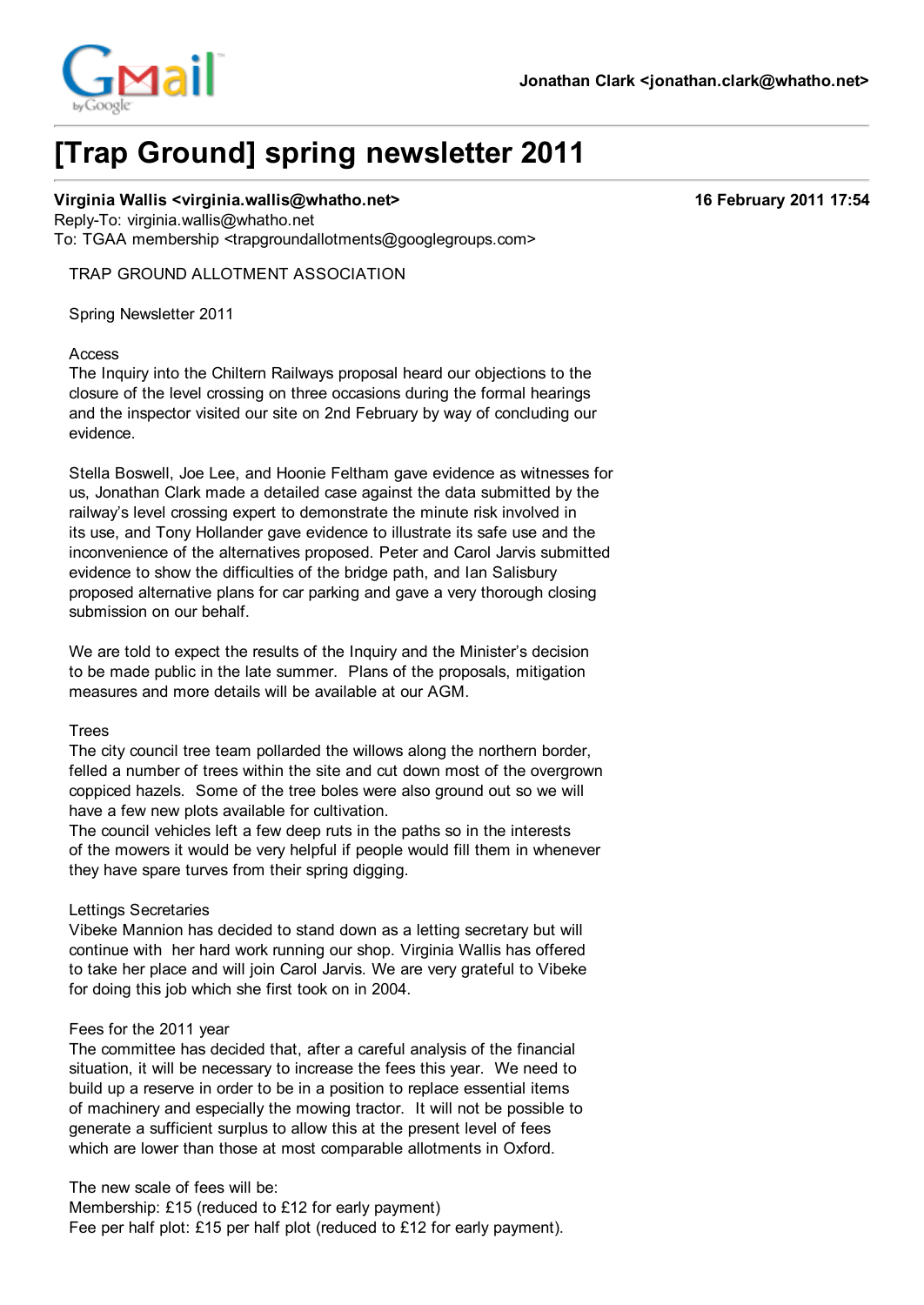Jonathan Clark <jonathan.clark@whatho.net>

# [Trap Ground] spring newsletter 2011

**Virginia Wallis <virginia.wallis@whatho.net>** **16 February 2011 17:54**
Reply-To: virginia.wallis@whatho.net
To: TGAA membership <trapgroundallotments@googlegroups.com>

TRAP GROUND ALLOTMENT ASSOCIATION

Spring Newsletter 2011

Access
The Inquiry into the Chiltern Railways proposal heard our objections to the closure of the level crossing on three occasions during the formal hearings and the inspector visited our site on 2nd February by way of concluding our evidence.

Stella Boswell, Joe Lee, and Hoonie Feltham gave evidence as witnesses for us, Jonathan Clark made a detailed case against the data submitted by the railway's level crossing expert to demonstrate the minute risk involved in its use, and Tony Hollander gave evidence to illustrate its safe use and the inconvenience of the alternatives proposed. Peter and Carol Jarvis submitted evidence to show the difficulties of the bridge path, and Ian Salisbury proposed alternative plans for car parking and gave a very thorough closing submission on our behalf.

We are told to expect the results of the Inquiry and the Minister's decision to be made public in the late summer. Plans of the proposals, mitigation measures and more details will be available at our AGM.

Trees
The city council tree team pollarded the willows along the northern border, felled a number of trees within the site and cut down most of the overgrown coppiced hazels. Some of the tree boles were also ground out so we will have a few new plots available for cultivation.
The council vehicles left a few deep ruts in the paths so in the interests of the mowers it would be very helpful if people would fill them in whenever they have spare turves from their spring digging.

Lettings Secretaries
Vibeke Mannion has decided to stand down as a letting secretary but will continue with her hard work running our shop. Virginia Wallis has offered to take her place and will join Carol Jarvis. We are very grateful to Vibeke for doing this job which she first took on in 2004.

Fees for the 2011 year
The committee has decided that, after a careful analysis of the financial situation, it will be necessary to increase the fees this year. We need to build up a reserve in order to be in a position to replace essential items of machinery and especially the mowing tractor. It will not be possible to generate a sufficient surplus to allow this at the present level of fees which are lower than those at most comparable allotments in Oxford.

The new scale of fees will be:
Membership: £15 (reduced to £12 for early payment)
Fee per half plot: £15 per half plot (reduced to £12 for early payment).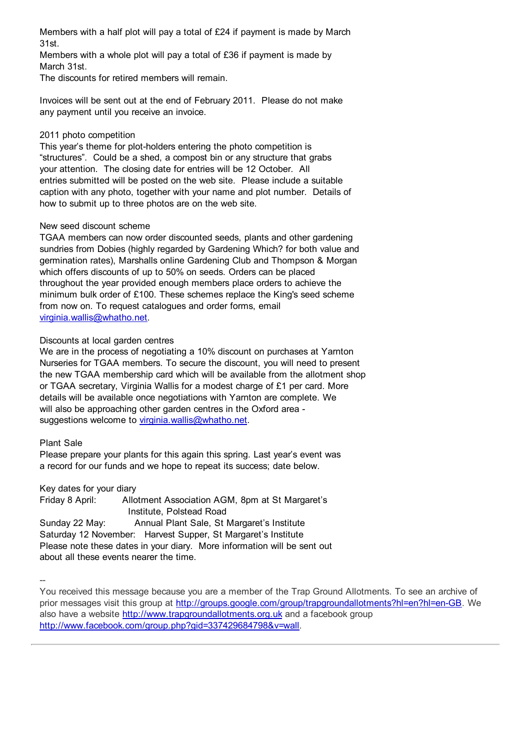Members with a half plot will pay a total of £24 if payment is made by March 31st.
Members with a whole plot will pay a total of £36 if payment is made by March 31st.
The discounts for retired members will remain.

Invoices will be sent out at the end of February 2011. Please do not make any payment until you receive an invoice.

2011 photo competition
This year's theme for plot-holders entering the photo competition is "structures". Could be a shed, a compost bin or any structure that grabs your attention. The closing date for entries will be 12 October. All entries submitted will be posted on the web site. Please include a suitable caption with any photo, together with your name and plot number. Details of how to submit up to three photos are on the web site.

New seed discount scheme
TGAA members can now order discounted seeds, plants and other gardening sundries from Dobies (highly regarded by Gardening Which? for both value and germination rates), Marshalls online Gardening Club and Thompson & Morgan which offers discounts of up to 50% on seeds. Orders can be placed throughout the year provided enough members place orders to achieve the minimum bulk order of £100. These schemes replace the King's seed scheme from now on. To request catalogues and order forms, email virginia.wallis@whatho.net.

Discounts at local garden centres
We are in the process of negotiating a 10% discount on purchases at Yarnton Nurseries for TGAA members. To secure the discount, you will need to present the new TGAA membership card which will be available from the allotment shop or TGAA secretary, Virginia Wallis for a modest charge of £1 per card. More details will be available once negotiations with Yarnton are complete. We will also be approaching other garden centres in the Oxford area - suggestions welcome to virginia.wallis@whatho.net.

Plant Sale
Please prepare your plants for this again this spring. Last year's event was a record for our funds and we hope to repeat its success; date below.

Key dates for your diary
Friday 8 April: Allotment Association AGM, 8pm at St Margaret's Institute, Polstead Road
Sunday 22 May: Annual Plant Sale, St Margaret's Institute
Saturday 12 November: Harvest Supper, St Margaret's Institute
Please note these dates in your diary. More information will be sent out about all these events nearer the time.

--
You received this message because you are a member of the Trap Ground Allotments. To see an archive of prior messages visit this group at http://groups.google.com/group/trapgroundallotments?hl=en?hl=en-GB. We also have a website http://www.trapgroundallotments.org.uk and a facebook group http://www.facebook.com/group.php?gid=337429684798&v=wall.